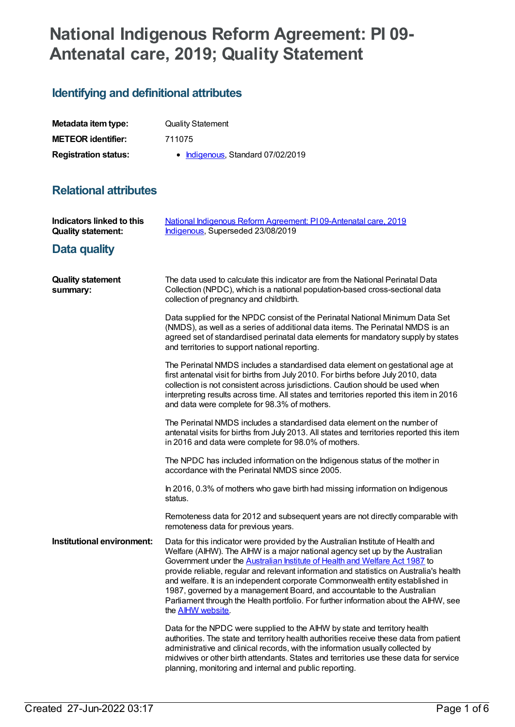# National Indigenous Reform Agreement: PI 09-Antenatal care, 2019; Quality Statement

## Identifying and definitional attributes

| | |
|---|---|
| **Metadata item type:** | Quality Statement |
| **METEOR identifier:** | 711075 |
| **Registration status:** | • Indigenous, Standard 07/02/2019 |

## Relational attributes

| | |
|---|---|
| **Indicators linked to this Quality statement:** | National Indigenous Reform Agreement: PI 09-Antenatal care, 2019 Indigenous, Superseded 23/08/2019 |

## Data quality

**Quality statement summary:**

The data used to calculate this indicator are from the National Perinatal Data Collection (NPDC), which is a national population-based cross-sectional data collection of pregnancy and childbirth.

Data supplied for the NPDC consist of the Perinatal National Minimum Data Set (NMDS), as well as a series of additional data items. The Perinatal NMDS is an agreed set of standardised perinatal data elements for mandatory supply by states and territories to support national reporting.

The Perinatal NMDS includes a standardised data element on gestational age at first antenatal visit for births from July 2010. For births before July 2010, data collection is not consistent across jurisdictions. Caution should be used when interpreting results across time. All states and territories reported this item in 2016 and data were complete for 98.3% of mothers.

The Perinatal NMDS includes a standardised data element on the number of antenatal visits for births from July 2013. All states and territories reported this item in 2016 and data were complete for 98.0% of mothers.

The NPDC has included information on the Indigenous status of the mother in accordance with the Perinatal NMDS since 2005.

In 2016, 0.3% of mothers who gave birth had missing information on Indigenous status.

Remoteness data for 2012 and subsequent years are not directly comparable with remoteness data for previous years.

**Institutional environment:**

Data for this indicator were provided by the Australian Institute of Health and Welfare (AIHW). The AIHW is a major national agency set up by the Australian Government under the Australian Institute of Health and Welfare Act 1987 to provide reliable, regular and relevant information and statistics on Australia's health and welfare. It is an independent corporate Commonwealth entity established in 1987, governed by a management Board, and accountable to the Australian Parliament through the Health portfolio. For further information about the AIHW, see the AIHW website.

Data for the NPDC were supplied to the AIHW by state and territory health authorities. The state and territory health authorities receive these data from patient administrative and clinical records, with the information usually collected by midwives or other birth attendants. States and territories use these data for service planning, monitoring and internal and public reporting.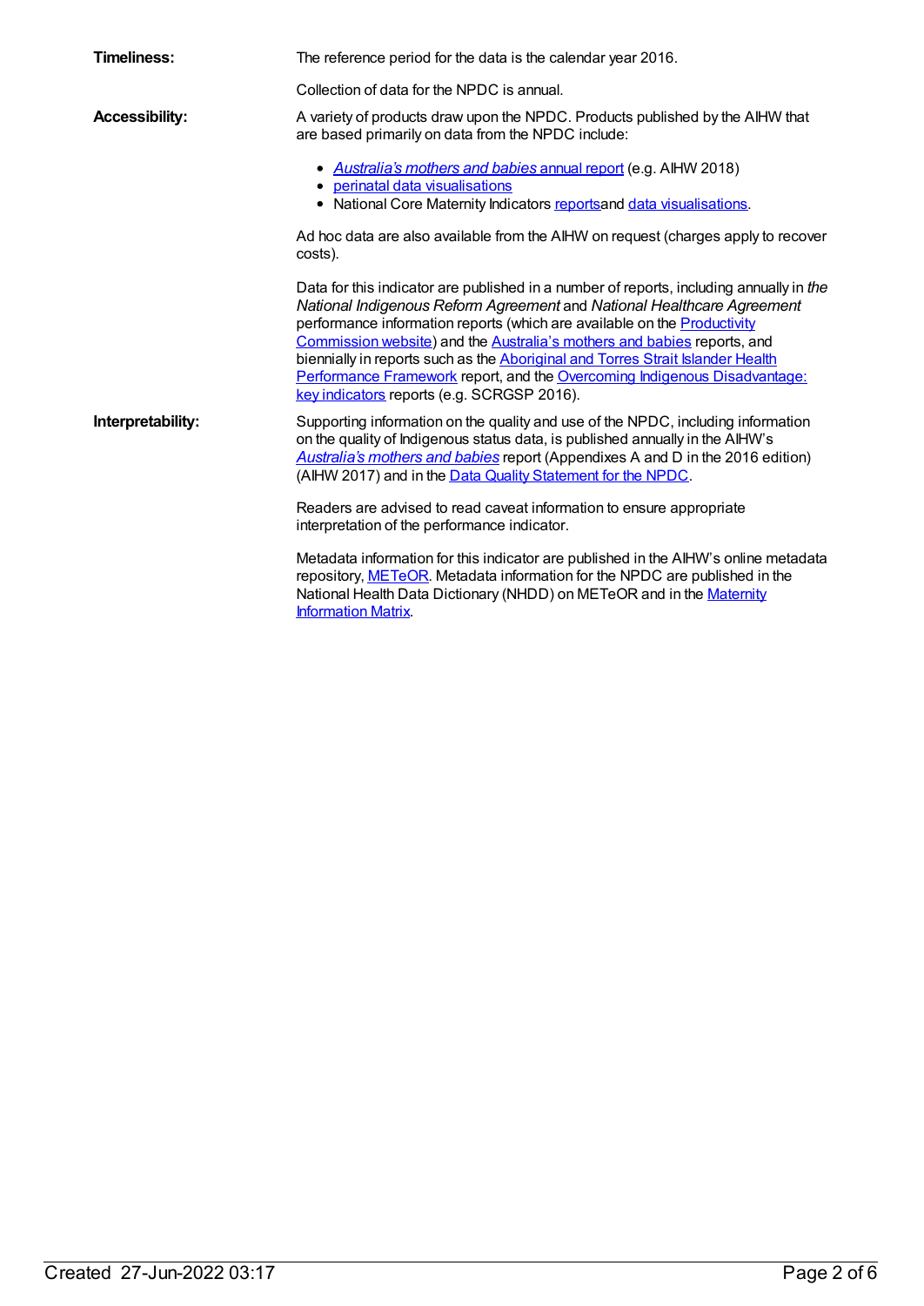**Timeliness:** The reference period for the data is the calendar year 2016.

Collection of data for the NPDC is annual.

**Accessibility:** A variety of products draw upon the NPDC. Products published by the AIHW that are based primarily on data from the NPDC include:

- *Australia's mothers and babies* annual report (e.g. AIHW 2018)
- perinatal data visualisations
- National Core Maternity Indicators reportsand data visualisations.

Ad hoc data are also available from the AIHW on request (charges apply to recover costs).

Data for this indicator are published in a number of reports, including annually in *the National Indigenous Reform Agreement* and *National Healthcare Agreement* performance information reports (which are available on the Productivity Commission website) and the Australia's mothers and babies reports, and biennially in reports such as the Aboriginal and Torres Strait Islander Health Performance Framework report, and the Overcoming Indigenous Disadvantage: key indicators reports (e.g. SCRGSP 2016).

**Interpretability:** Supporting information on the quality and use of the NPDC, including information on the quality of Indigenous status data, is published annually in the AIHW's *Australia's mothers and babies* report (Appendixes A and D in the 2016 edition) (AIHW 2017) and in the Data Quality Statement for the NPDC.

Readers are advised to read caveat information to ensure appropriate interpretation of the performance indicator.

Metadata information for this indicator are published in the AIHW's online metadata repository, METeOR. Metadata information for the NPDC are published in the National Health Data Dictionary (NHDD) on METeOR and in the Maternity Information Matrix.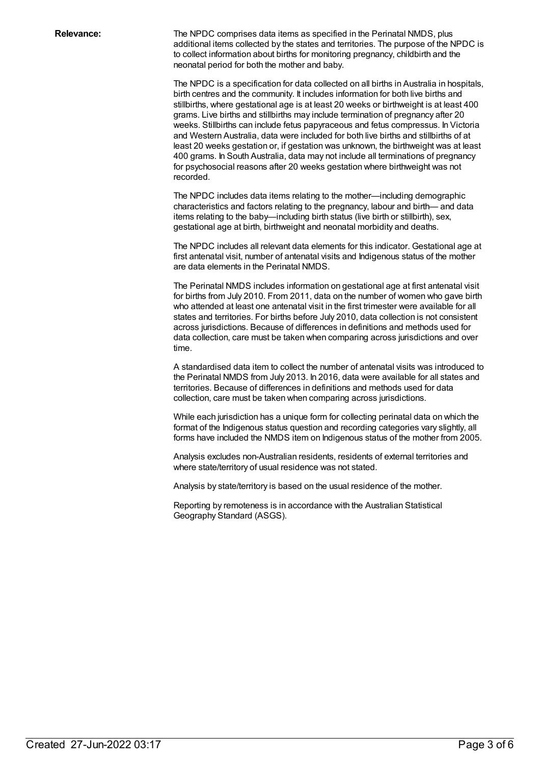**Relevance:**

The NPDC comprises data items as specified in the Perinatal NMDS, plus additional items collected by the states and territories. The purpose of the NPDC is to collect information about births for monitoring pregnancy, childbirth and the neonatal period for both the mother and baby.

The NPDC is a specification for data collected on all births in Australia in hospitals, birth centres and the community. It includes information for both live births and stillbirths, where gestational age is at least 20 weeks or birthweight is at least 400 grams. Live births and stillbirths may include termination of pregnancy after 20 weeks. Stillbirths can include fetus papyraceous and fetus compressus. In Victoria and Western Australia, data were included for both live births and stillbirths of at least 20 weeks gestation or, if gestation was unknown, the birthweight was at least 400 grams. In South Australia, data may not include all terminations of pregnancy for psychosocial reasons after 20 weeks gestation where birthweight was not recorded.

The NPDC includes data items relating to the mother—including demographic characteristics and factors relating to the pregnancy, labour and birth— and data items relating to the baby—including birth status (live birth or stillbirth), sex, gestational age at birth, birthweight and neonatal morbidity and deaths.

The NPDC includes all relevant data elements for this indicator. Gestational age at first antenatal visit, number of antenatal visits and Indigenous status of the mother are data elements in the Perinatal NMDS.

The Perinatal NMDS includes information on gestational age at first antenatal visit for births from July 2010. From 2011, data on the number of women who gave birth who attended at least one antenatal visit in the first trimester were available for all states and territories. For births before July 2010, data collection is not consistent across jurisdictions. Because of differences in definitions and methods used for data collection, care must be taken when comparing across jurisdictions and over time.

A standardised data item to collect the number of antenatal visits was introduced to the Perinatal NMDS from July 2013. In 2016, data were available for all states and territories. Because of differences in definitions and methods used for data collection, care must be taken when comparing across jurisdictions.

While each jurisdiction has a unique form for collecting perinatal data on which the format of the Indigenous status question and recording categories vary slightly, all forms have included the NMDS item on Indigenous status of the mother from 2005.

Analysis excludes non-Australian residents, residents of external territories and where state/territory of usual residence was not stated.

Analysis by state/territory is based on the usual residence of the mother.

Reporting by remoteness is in accordance with the Australian Statistical Geography Standard (ASGS).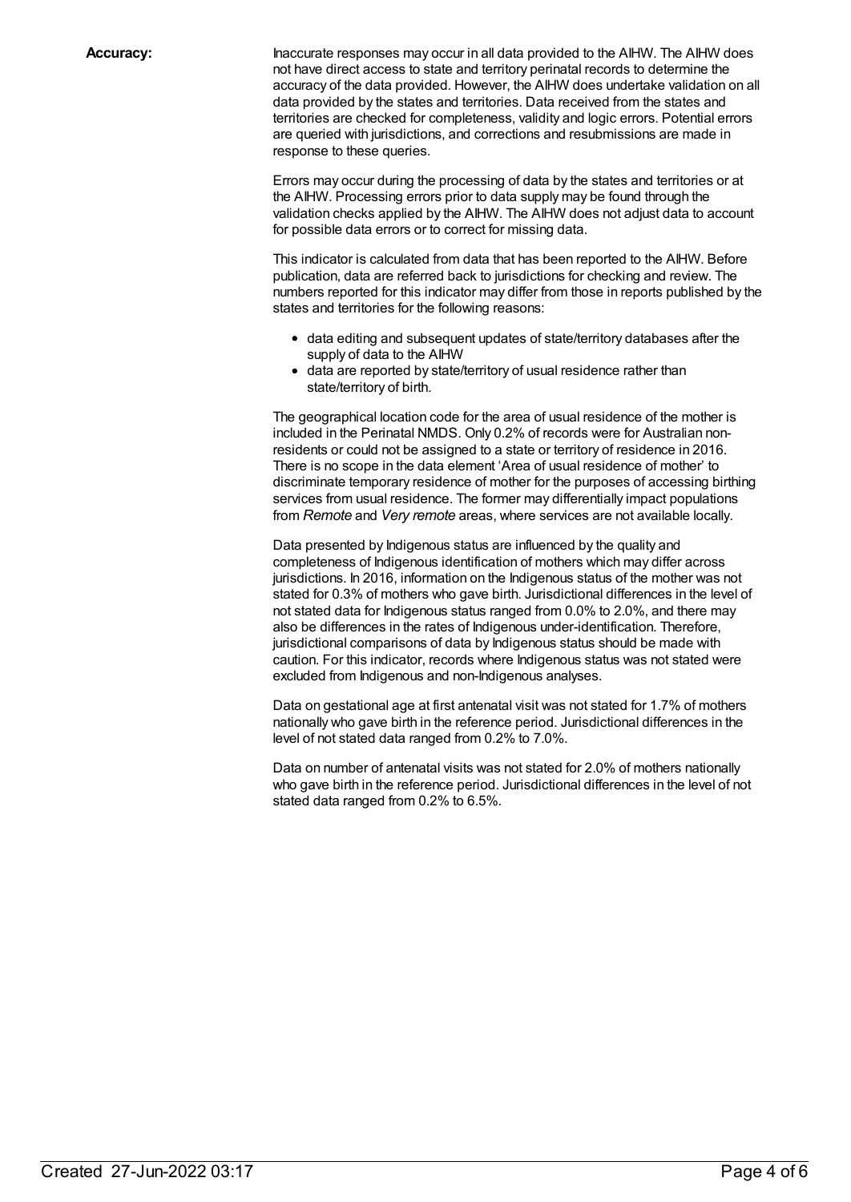**Accuracy:**

Inaccurate responses may occur in all data provided to the AIHW. The AIHW does not have direct access to state and territory perinatal records to determine the accuracy of the data provided. However, the AIHW does undertake validation on all data provided by the states and territories. Data received from the states and territories are checked for completeness, validity and logic errors. Potential errors are queried with jurisdictions, and corrections and resubmissions are made in response to these queries.

Errors may occur during the processing of data by the states and territories or at the AIHW. Processing errors prior to data supply may be found through the validation checks applied by the AIHW. The AIHW does not adjust data to account for possible data errors or to correct for missing data.

This indicator is calculated from data that has been reported to the AIHW. Before publication, data are referred back to jurisdictions for checking and review. The numbers reported for this indicator may differ from those in reports published by the states and territories for the following reasons:

- data editing and subsequent updates of state/territory databases after the supply of data to the AIHW
- data are reported by state/territory of usual residence rather than state/territory of birth.

The geographical location code for the area of usual residence of the mother is included in the Perinatal NMDS. Only 0.2% of records were for Australian non-residents or could not be assigned to a state or territory of residence in 2016. There is no scope in the data element 'Area of usual residence of mother' to discriminate temporary residence of mother for the purposes of accessing birthing services from usual residence. The former may differentially impact populations from *Remote* and *Very remote* areas, where services are not available locally.

Data presented by Indigenous status are influenced by the quality and completeness of Indigenous identification of mothers which may differ across jurisdictions. In 2016, information on the Indigenous status of the mother was not stated for 0.3% of mothers who gave birth. Jurisdictional differences in the level of not stated data for Indigenous status ranged from 0.0% to 2.0%, and there may also be differences in the rates of Indigenous under-identification. Therefore, jurisdictional comparisons of data by Indigenous status should be made with caution. For this indicator, records where Indigenous status was not stated were excluded from Indigenous and non-Indigenous analyses.

Data on gestational age at first antenatal visit was not stated for 1.7% of mothers nationally who gave birth in the reference period. Jurisdictional differences in the level of not stated data ranged from 0.2% to 7.0%.

Data on number of antenatal visits was not stated for 2.0% of mothers nationally who gave birth in the reference period. Jurisdictional differences in the level of not stated data ranged from 0.2% to 6.5%.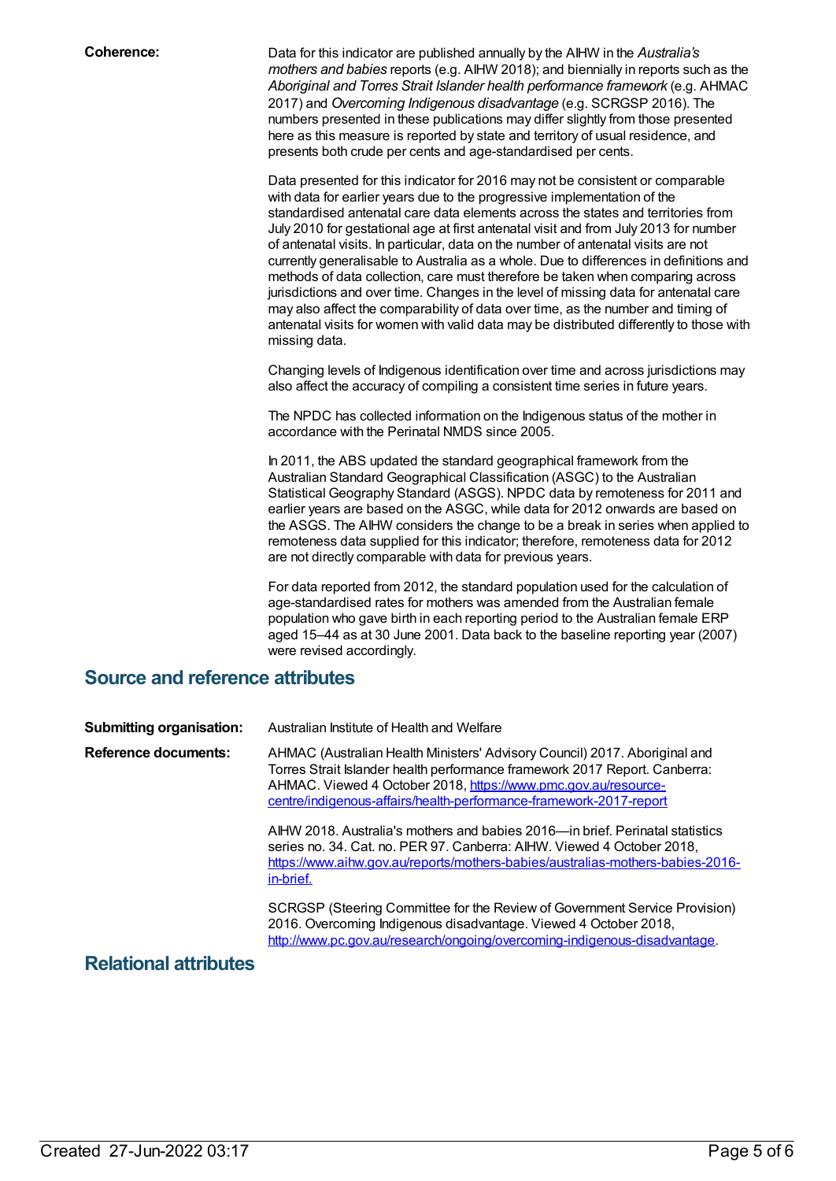**Coherence:**

Data for this indicator are published annually by the AIHW in the *Australia's mothers and babies* reports (e.g. AIHW 2018); and biennially in reports such as the *Aboriginal and Torres Strait Islander health performance framework* (e.g. AHMAC 2017) and *Overcoming Indigenous disadvantage* (e.g. SCRGSP 2016). The numbers presented in these publications may differ slightly from those presented here as this measure is reported by state and territory of usual residence, and presents both crude per cents and age-standardised per cents.

Data presented for this indicator for 2016 may not be consistent or comparable with data for earlier years due to the progressive implementation of the standardised antenatal care data elements across the states and territories from July 2010 for gestational age at first antenatal visit and from July 2013 for number of antenatal visits. In particular, data on the number of antenatal visits are not currently generalisable to Australia as a whole. Due to differences in definitions and methods of data collection, care must therefore be taken when comparing across jurisdictions and over time. Changes in the level of missing data for antenatal care may also affect the comparability of data over time, as the number and timing of antenatal visits for women with valid data may be distributed differently to those with missing data.

Changing levels of Indigenous identification over time and across jurisdictions may also affect the accuracy of compiling a consistent time series in future years.

The NPDC has collected information on the Indigenous status of the mother in accordance with the Perinatal NMDS since 2005.

In 2011, the ABS updated the standard geographical framework from the Australian Standard Geographical Classification (ASGC) to the Australian Statistical Geography Standard (ASGS). NPDC data by remoteness for 2011 and earlier years are based on the ASGC, while data for 2012 onwards are based on the ASGS. The AIHW considers the change to be a break in series when applied to remoteness data supplied for this indicator; therefore, remoteness data for 2012 are not directly comparable with data for previous years.

For data reported from 2012, the standard population used for the calculation of age-standardised rates for mothers was amended from the Australian female population who gave birth in each reporting period to the Australian female ERP aged 15–44 as at 30 June 2001. Data back to the baseline reporting year (2007) were revised accordingly.

## Source and reference attributes

**Submitting organisation:** Australian Institute of Health and Welfare

**Reference documents:**

AHMAC (Australian Health Ministers' Advisory Council) 2017. Aboriginal and Torres Strait Islander health performance framework 2017 Report. Canberra: AHMAC. Viewed 4 October 2018, https://www.pmc.gov.au/resource-centre/indigenous-affairs/health-performance-framework-2017-report

AIHW 2018. Australia's mothers and babies 2016—in brief. Perinatal statistics series no. 34. Cat. no. PER 97. Canberra: AIHW. Viewed 4 October 2018, https://www.aihw.gov.au/reports/mothers-babies/australias-mothers-babies-2016-in-brief.

SCRGSP (Steering Committee for the Review of Government Service Provision) 2016. Overcoming Indigenous disadvantage. Viewed 4 October 2018, http://www.pc.gov.au/research/ongoing/overcoming-indigenous-disadvantage.

## Relational attributes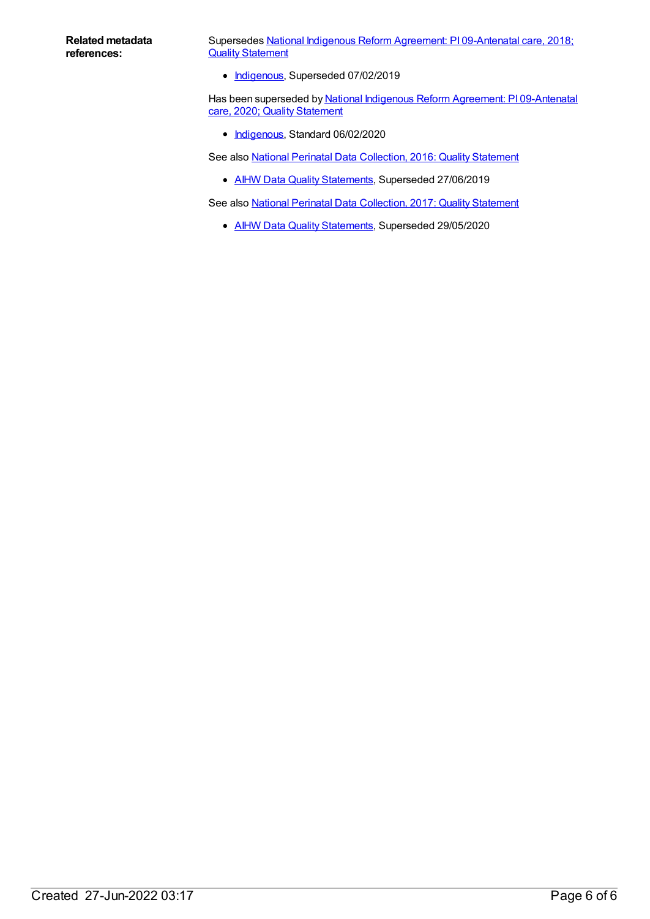**Related metadata references:**

Supersedes National Indigenous Reform Agreement: PI 09-Antenatal care, 2018; Quality Statement

- Indigenous, Superseded 07/02/2019

Has been superseded by National Indigenous Reform Agreement: PI 09-Antenatal care, 2020; Quality Statement

- Indigenous, Standard 06/02/2020

See also National Perinatal Data Collection, 2016: Quality Statement

- AIHW Data Quality Statements, Superseded 27/06/2019

See also National Perinatal Data Collection, 2017: Quality Statement

- AIHW Data Quality Statements, Superseded 29/05/2020